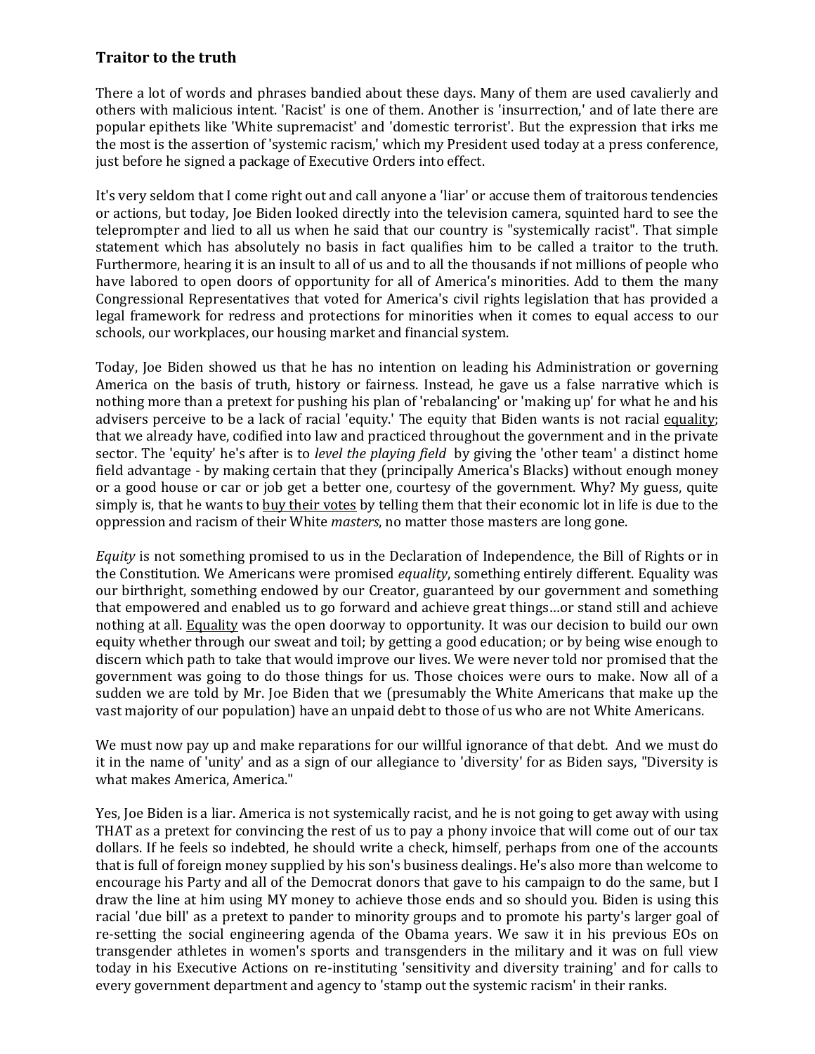## Traitor to the truth

There a lot of words and phrases bandied about these days. Many of them are used cavalierly and others with malicious intent. 'Racist' is one of them. Another is 'insurrection,' and of late there are popular epithets like 'White supremacist' and 'domestic terrorist'. But the expression that irks me the most is the assertion of 'systemic racism,' which my President used today at a press conference, just before he signed a package of Executive Orders into effect.

It's very seldom that I come right out and call anyone a 'liar' or accuse them of traitorous tendencies or actions, but today, Joe Biden looked directly into the television camera, squinted hard to see the teleprompter and lied to all us when he said that our country is "systemically racist". That simple statement which has absolutely no basis in fact qualifies him to be called a traitor to the truth. Furthermore, hearing it is an insult to all of us and to all the thousands if not millions of people who have labored to open doors of opportunity for all of America's minorities. Add to them the many Congressional Representatives that voted for America's civil rights legislation that has provided a legal framework for redress and protections for minorities when it comes to equal access to our schools, our workplaces, our housing market and financial system.

Today, Joe Biden showed us that he has no intention on leading his Administration or governing America on the basis of truth, history or fairness. Instead, he gave us a false narrative which is nothing more than a pretext for pushing his plan of 'rebalancing' or 'making up' for what he and his advisers perceive to be a lack of racial 'equity.' The equity that Biden wants is not racial <u>equality</u>; that we already have, codified into law and practiced throughout the government and in the private sector. The 'equity' he's after is to *level the playing field* by giving the 'other team' a distinct home field advantage - by making certain that they (principally America's Blacks) without enough money or a good house or car or job get a better one, courtesy of the government. Why? My guess, quite simply is, that he wants to <u>buy their votes</u> by telling them that their economic lot in life is due to the oppression and racism of their White *masters*, no matter those masters are long gone.

*Equity* is not something promised to us in the Declaration of Independence, the Bill of Rights or in the Constitution. We Americans were promised *equality*, something entirely different. Equality was our birthright, something endowed by our Creator, guaranteed by our government and something that empowered and enabled us to go forward and achieve great things…or stand still and achieve nothing at all. <u>Equality</u> was the open doorway to opportunity. It was our decision to build our own equity whether through our sweat and toil; by getting a good education; or by being wise enough to discern which path to take that would improve our lives. We were never told nor promised that the government was going to do those things for us. Those choices were ours to make. Now all of a sudden we are told by Mr. Joe Biden that we (presumably the White Americans that make up the vast majority of our population) have an unpaid debt to those of us who are not White Americans.

We must now pay up and make reparations for our willful ignorance of that debt. And we must do it in the name of 'unity' and as a sign of our allegiance to 'diversity' for as Biden says, "Diversity is what makes America, America."

Yes, Joe Biden is a liar. America is not systemically racist, and he is not going to get away with using THAT as a pretext for convincing the rest of us to pay a phony invoice that will come out of our tax dollars. If he feels so indebted, he should write a check, himself, perhaps from one of the accounts that is full of foreign money supplied by his son's business dealings. He's also more than welcome to encourage his Party and all of the Democrat donors that gave to his campaign to do the same, but I draw the line at him using MY money to achieve those ends and so should you. Biden is using this racial 'due bill' as a pretext to pander to minority groups and to promote his party's larger goal of re-setting the social engineering agenda of the Obama years. We saw it in his previous EOs on transgender athletes in women's sports and transgenders in the military and it was on full view today in his Executive Actions on re-instituting 'sensitivity and diversity training' and for calls to every government department and agency to 'stamp out the systemic racism' in their ranks.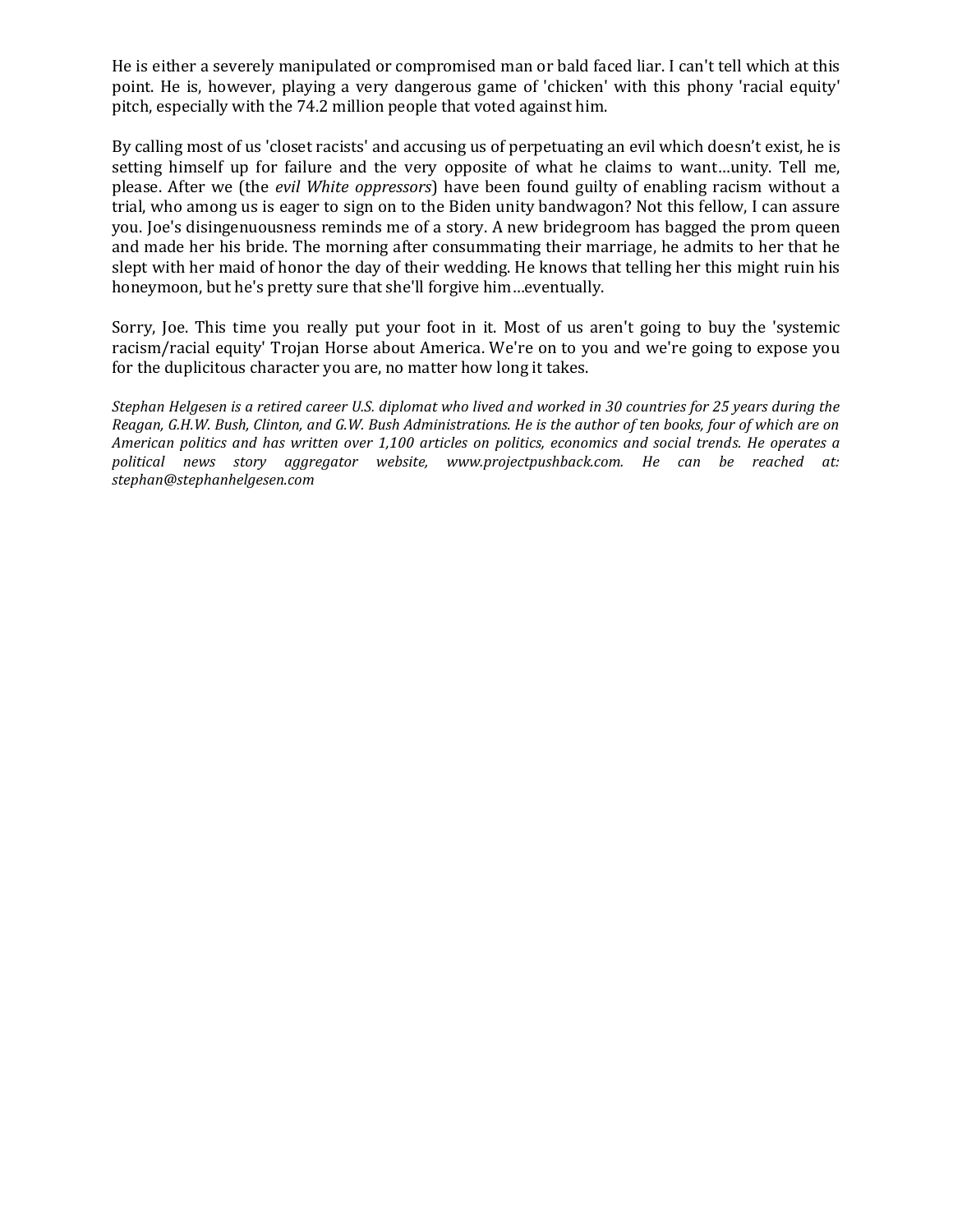He is either a severely manipulated or compromised man or bald faced liar. I can't tell which at this point. He is, however, playing a very dangerous game of 'chicken' with this phony 'racial equity' pitch, especially with the 74.2 million people that voted against him.

By calling most of us 'closet racists' and accusing us of perpetuating an evil which doesn't exist, he is setting himself up for failure and the very opposite of what he claims to want…unity. Tell me, please. After we (the *evil White oppressors*) have been found guilty of enabling racism without a trial, who among us is eager to sign on to the Biden unity bandwagon? Not this fellow, I can assure you. Joe's disingenuousness reminds me of a story. A new bridegroom has bagged the prom queen and made her his bride. The morning after consummating their marriage, he admits to her that he slept with her maid of honor the day of their wedding. He knows that telling her this might ruin his honeymoon, but he's pretty sure that she'll forgive him…eventually.

Sorry, Joe. This time you really put your foot in it. Most of us aren't going to buy the 'systemic racism/racial equity' Trojan Horse about America. We're on to you and we're going to expose you for the duplicitous character you are, no matter how long it takes.

*Stephan Helgesen is a retired career U.S. diplomat who lived and worked in 30 countries for 25 years during the Reagan, G.H.W. Bush, Clinton, and G.W. Bush Administrations. He is the author of ten books, four of which are on American politics and has written over 1,100 articles on politics, economics and social trends. He operates a political news story aggregator website, www.projectpushback.com. He can be reached at: stephan@stephanhelgesen.com*